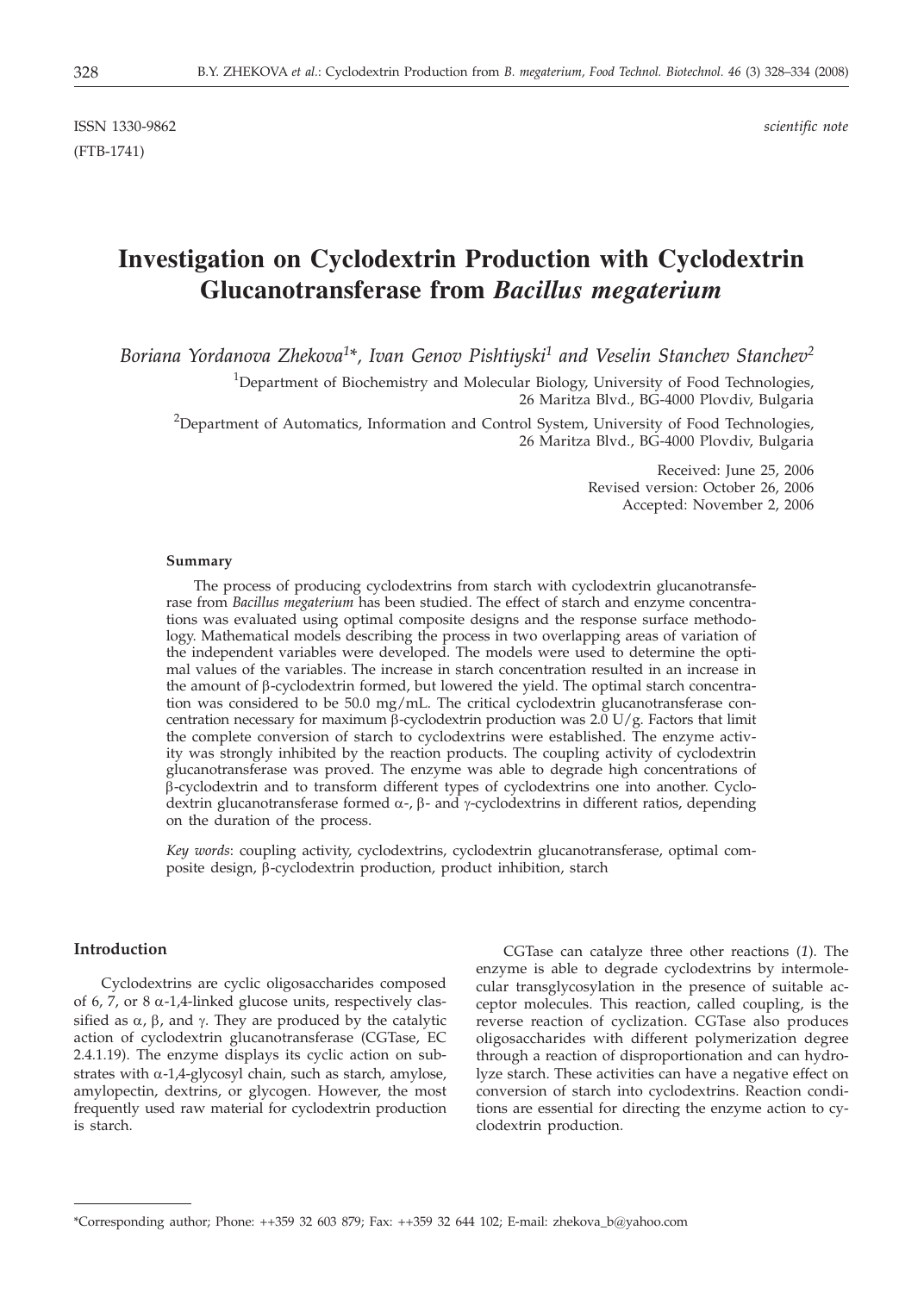ISSN 1330-9862 *scientific note*

(FTB-1741)

# Investigation on Cyclodextrin Production with Cyclodextrin Glucanotransferase from *Bacillus megaterium*

*Boriana Yordanova Zhekova[1]\*, Ivan Genov Pishtiyski[1] and Veselin Stanchev Stanchev[2]*

[1]Department of Biochemistry and Molecular Biology, University of Food Technologies, 26 Maritza Blvd., BG-4000 Plovdiv, Bulgaria

[2]Department of Automatics, Information and Control System, University of Food Technologies, 26 Maritza Blvd., BG-4000 Plovdiv, Bulgaria

Received: June 25, 2006
Revised version: October 26, 2006
Accepted: November 2, 2006

#### Summary

The process of producing cyclodextrins from starch with cyclodextrin glucanotransferase from *Bacillus megaterium* has been studied. The effect of starch and enzyme concentrations was evaluated using optimal composite designs and the response surface methodology. Mathematical models describing the process in two overlapping areas of variation of the independent variables were developed. The models were used to determine the optimal values of the variables. The increase in starch concentration resulted in an increase in the amount of β-cyclodextrin formed, but lowered the yield. The optimal starch concentration was considered to be 50.0 mg/mL. The critical cyclodextrin glucanotransferase concentration necessary for maximum β-cyclodextrin production was 2.0 U/g. Factors that limit the complete conversion of starch to cyclodextrins were established. The enzyme activity was strongly inhibited by the reaction products. The coupling activity of cyclodextrin glucanotransferase was proved. The enzyme was able to degrade high concentrations of β-cyclodextrin and to transform different types of cyclodextrins one into another. Cyclodextrin glucanotransferase formed α-, β- and γ-cyclodextrins in different ratios, depending on the duration of the process.

*Key words*: coupling activity, cyclodextrins, cyclodextrin glucanotransferase, optimal composite design, β-cyclodextrin production, product inhibition, starch

## Introduction

Cyclodextrins are cyclic oligosaccharides composed of 6, 7, or 8 α-1,4-linked glucose units, respectively classified as α, β, and γ. They are produced by the catalytic action of cyclodextrin glucanotransferase (CGTase, EC 2.4.1.19). The enzyme displays its cyclic action on substrates with α-1,4-glycosyl chain, such as starch, amylose, amylopectin, dextrins, or glycogen. However, the most frequently used raw material for cyclodextrin production is starch.

CGTase can catalyze three other reactions (*1*). The enzyme is able to degrade cyclodextrins by intermolecular transglycosylation in the presence of suitable acceptor molecules. This reaction, called coupling, is the reverse reaction of cyclization. CGTase also produces oligosaccharides with different polymerization degree through a reaction of disproportionation and can hydrolyze starch. These activities can have a negative effect on conversion of starch into cyclodextrins. Reaction conditions are essential for directing the enzyme action to cyclodextrin production.

\*Corresponding author; Phone: ++359 32 603 879; Fax: ++359 32 644 102; E-mail: zhekova_b@yahoo.com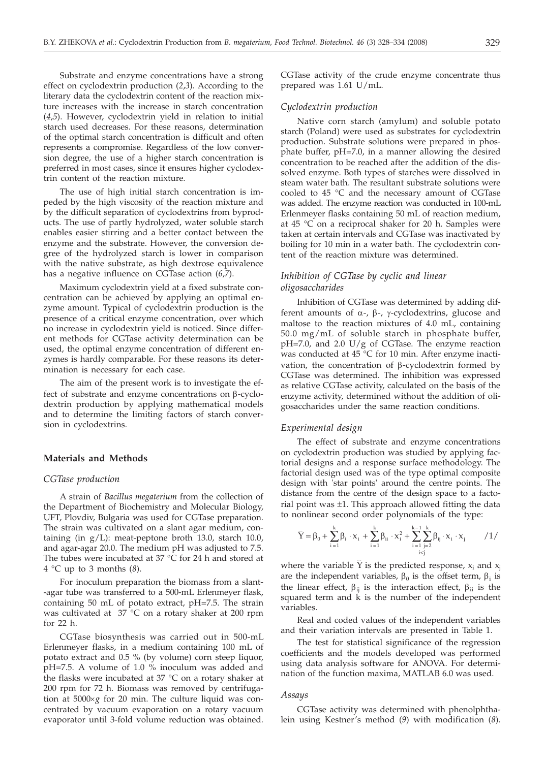Substrate and enzyme concentrations have a strong effect on cyclodextrin production (*2,3*). According to the literary data the cyclodextrin content of the reaction mixture increases with the increase in starch concentration (*4,5*). However, cyclodextrin yield in relation to initial starch used decreases. For these reasons, determination of the optimal starch concentration is difficult and often represents a compromise. Regardless of the low conversion degree, the use of a higher starch concentration is preferred in most cases, since it ensures higher cyclodextrin content of the reaction mixture.

The use of high initial starch concentration is impeded by the high viscosity of the reaction mixture and by the difficult separation of cyclodextrins from byproducts. The use of partly hydrolyzed, water soluble starch enables easier stirring and a better contact between the enzyme and the substrate. However, the conversion degree of the hydrolyzed starch is lower in comparison with the native substrate, as high dextrose equivalence has a negative influence on CGTase action (*6,7*).

Maximum cyclodextrin yield at a fixed substrate concentration can be achieved by applying an optimal enzyme amount. Typical of cyclodextrin production is the presence of a critical enzyme concentration, over which no increase in cyclodextrin yield is noticed. Since different methods for CGTase activity determination can be used, the optimal enzyme concentration of different enzymes is hardly comparable. For these reasons its determination is necessary for each case.

The aim of the present work is to investigate the effect of substrate and enzyme concentrations on β-cyclodextrin production by applying mathematical models and to determine the limiting factors of starch conversion in cyclodextrins.

## Materials and Methods

### *CGTase production*

A strain of *Bacillus megaterium* from the collection of the Department of Biochemistry and Molecular Biology, UFT, Plovdiv, Bulgaria was used for CGTase preparation. The strain was cultivated on a slant agar medium, containing (in g/L): meat-peptone broth 13.0, starch 10.0, and agar-agar 20.0. The medium pH was adjusted to 7.5. The tubes were incubated at 37 °C for 24 h and stored at 4 °C up to 3 months (*8*).

For inoculum preparation the biomass from a slant-agar tube was transferred to a 500-mL Erlenmeyer flask, containing 50 mL of potato extract, pH=7.5. The strain was cultivated at 37 °C on a rotary shaker at 200 rpm for 22 h.

CGTase biosynthesis was carried out in 500-mL Erlenmeyer flasks, in a medium containing 100 mL of potato extract and 0.5 % (by volume) corn steep liquor, pH=7.5. A volume of 1.0 % inoculum was added and the flasks were incubated at 37 °C on a rotary shaker at 200 rpm for 72 h. Biomass was removed by centrifugation at 5000×*g* for 20 min. The culture liquid was concentrated by vacuum evaporation on a rotary vacuum evaporator until 3-fold volume reduction was obtained. CGTase activity of the crude enzyme concentrate thus prepared was 1.61 U/mL.

### *Cyclodextrin production*

Native corn starch (amylum) and soluble potato starch (Poland) were used as substrates for cyclodextrin production. Substrate solutions were prepared in phosphate buffer, pH=7.0, in a manner allowing the desired concentration to be reached after the addition of the dissolved enzyme. Both types of starches were dissolved in steam water bath. The resultant substrate solutions were cooled to 45 °C and the necessary amount of CGTase was added. The enzyme reaction was conducted in 100-mL Erlenmeyer flasks containing 50 mL of reaction medium, at 45 °C on a reciprocal shaker for 20 h. Samples were taken at certain intervals and CGTase was inactivated by boiling for 10 min in a water bath. The cyclodextrin content of the reaction mixture was determined.

### *Inhibition of CGTase by cyclic and linear oligosaccharides*

Inhibition of CGTase was determined by adding different amounts of α-, β-, γ-cyclodextrins, glucose and maltose to the reaction mixtures of 4.0 mL, containing 50.0 mg/mL of soluble starch in phosphate buffer, pH=7.0, and 2.0 U/g of CGTase. The enzyme reaction was conducted at 45 °C for 10 min. After enzyme inactivation, the concentration of β-cyclodextrin formed by CGTase was determined. The inhibition was expressed as relative CGTase activity, calculated on the basis of the enzyme activity, determined without the addition of oligosaccharides under the same reaction conditions.

### *Experimental design*

The effect of substrate and enzyme concentrations on cyclodextrin production was studied by applying factorial designs and a response surface methodology. The factorial design used was of the type optimal composite design with 'star points' around the centre points. The distance from the centre of the design space to a factorial point was ±1. This approach allowed fitting the data to nonlinear second order polynomials of the type:

$$\hat{Y} = \beta_0 + \sum_{i=1}^{k} \beta_i \cdot x_i + \sum_{i=1}^{k} \beta_{ii} \cdot x_i^2 + \sum_{\substack{i=1 \\ i<j}}^{k-1} \sum_{j=2}^{k} \beta_{ij} \cdot x_i \cdot x_j \qquad /1/$$

where the variable $\hat{Y}$ is the predicted response, $x_i$ and $x_j$ are the independent variables, $\beta_0$ is the offset term, $\beta_i$ is the linear effect, $\beta_{ij}$ is the interaction effect, $\beta_{ii}$ is the squared term and k is the number of the independent variables.

Real and coded values of the independent variables and their variation intervals are presented in Table 1.

The test for statistical significance of the regression coefficients and the models developed was performed using data analysis software for ANOVA. For determination of the function maxima, MATLAB 6.0 was used.

### *Assays*

CGTase activity was determined with phenolphthalein using Kestner's method (*9*) with modification (*8*).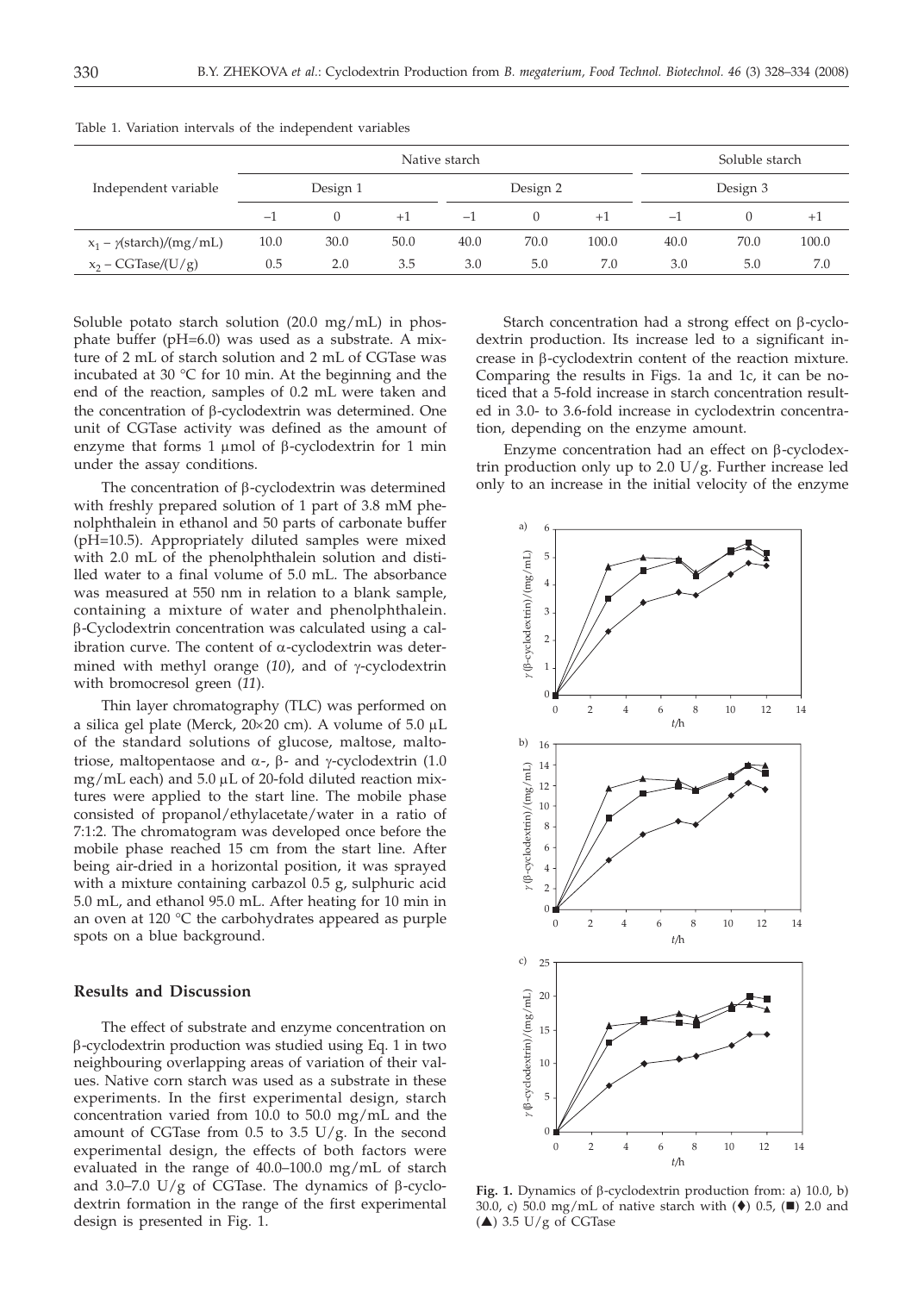Table 1. Variation intervals of the independent variables

| Independent variable | Native starch | | | | | | Soluble starch | | |
|---|---|---|---|---|---|---|---|---|---|
| | Design 1 | | | Design 2 | | | Design 3 | | |
| | −1 | 0 | +1 | −1 | 0 | +1 | −1 | 0 | +1 |
| $x_1$ – $\gamma$(starch)/(mg/mL) | 10.0 | 30.0 | 50.0 | 40.0 | 70.0 | 100.0 | 40.0 | 70.0 | 100.0 |
| $x_2$ – CGTase/(U/g) | 0.5 | 2.0 | 3.5 | 3.0 | 5.0 | 7.0 | 3.0 | 5.0 | 7.0 |

Soluble potato starch solution (20.0 mg/mL) in phosphate buffer (pH=6.0) was used as a substrate. A mixture of 2 mL of starch solution and 2 mL of CGTase was incubated at 30 °C for 10 min. At the beginning and the end of the reaction, samples of 0.2 mL were taken and the concentration of β-cyclodextrin was determined. One unit of CGTase activity was defined as the amount of enzyme that forms 1 μmol of β-cyclodextrin for 1 min under the assay conditions.

The concentration of β-cyclodextrin was determined with freshly prepared solution of 1 part of 3.8 mM phenolphthalein in ethanol and 50 parts of carbonate buffer (pH=10.5). Appropriately diluted samples were mixed with 2.0 mL of the phenolphthalein solution and distilled water to a final volume of 5.0 mL. The absorbance was measured at 550 nm in relation to a blank sample, containing a mixture of water and phenolphthalein. β-Cyclodextrin concentration was calculated using a calibration curve. The content of α-cyclodextrin was determined with methyl orange (*10*), and of γ-cyclodextrin with bromocresol green (*11*).

Thin layer chromatography (TLC) was performed on a silica gel plate (Merck, 20×20 cm). A volume of 5.0 μL of the standard solutions of glucose, maltose, maltotriose, maltopentaose and α-, β- and γ-cyclodextrin (1.0 mg/mL each) and 5.0 μL of 20-fold diluted reaction mixtures were applied to the start line. The mobile phase consisted of propanol/ethylacetate/water in a ratio of 7:1:2. The chromatogram was developed once before the mobile phase reached 15 cm from the start line. After being air-dried in a horizontal position, it was sprayed with a mixture containing carbazol 0.5 g, sulphuric acid 5.0 mL, and ethanol 95.0 mL. After heating for 10 min in an oven at 120 °C the carbohydrates appeared as purple spots on a blue background.

## Results and Discussion

The effect of substrate and enzyme concentration on β-cyclodextrin production was studied using Eq. 1 in two neighbouring overlapping areas of variation of their values. Native corn starch was used as a substrate in these experiments. In the first experimental design, starch concentration varied from 10.0 to 50.0 mg/mL and the amount of CGTase from 0.5 to 3.5 U/g. In the second experimental design, the effects of both factors were evaluated in the range of 40.0–100.0 mg/mL of starch and 3.0–7.0 U/g of CGTase. The dynamics of β-cyclodextrin formation in the range of the first experimental design is presented in Fig. 1.

Starch concentration had a strong effect on β-cyclodextrin production. Its increase led to a significant increase in β-cyclodextrin content of the reaction mixture. Comparing the results in Figs. 1a and 1c, it can be noticed that a 5-fold increase in starch concentration resulted in 3.0- to 3.6-fold increase in cyclodextrin concentration, depending on the enzyme amount.

Enzyme concentration had an effect on β-cyclodextrin production only up to 2.0 U/g. Further increase led only to an increase in the initial velocity of the enzyme

**Fig. 1.** Dynamics of β-cyclodextrin production from: a) 10.0, b) 30.0, c) 50.0 mg/mL of native starch with (♦) 0.5, (■) 2.0 and (▲) 3.5 U/g of CGTase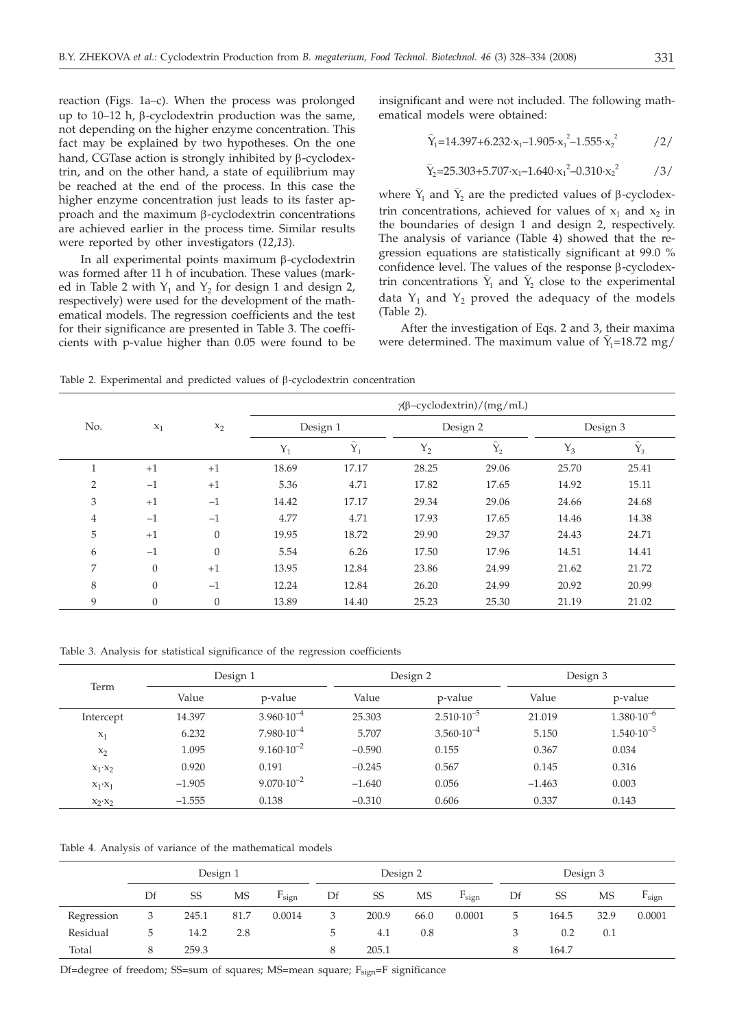reaction (Figs. 1a–c). When the process was prolonged up to 10–12 h, β-cyclodextrin production was the same, not depending on the higher enzyme concentration. This fact may be explained by two hypotheses. On the one hand, CGTase action is strongly inhibited by β-cyclodextrin, and on the other hand, a state of equilibrium may be reached at the end of the process. In this case the higher enzyme concentration just leads to its faster approach and the maximum β-cyclodextrin concentrations are achieved earlier in the process time. Similar results were reported by other investigators (*12,13*).

In all experimental points maximum β-cyclodextrin was formed after 11 h of incubation. These values (marked in Table 2 with $Y_1$ and $Y_2$ for design 1 and design 2, respectively) were used for the development of the mathematical models. The regression coefficients and the test for their significance are presented in Table 3. The coefficients with p-value higher than 0.05 were found to be insignificant and were not included. The following mathematical models were obtained:

$$\bar{Y}_1=14.397+6.232\cdot x_1-1.905\cdot x_1^2-1.555\cdot x_2^2 \qquad /2/$$

$$\bar{Y}_2=25.303+5.707\cdot x_1-1.640\cdot x_1^2-0.310\cdot x_2^2 \qquad /3/$$

where $\bar{Y}_1$ and $\bar{Y}_2$ are the predicted values of β-cyclodextrin concentrations, achieved for values of $x_1$ and $x_2$ in the boundaries of design 1 and design 2, respectively. The analysis of variance (Table 4) showed that the regression equations are statistically significant at 99.0 % confidence level. The values of the response β-cyclodextrin concentrations $\bar{Y}_1$ and $\bar{Y}_2$ close to the experimental data $Y_1$ and $Y_2$ proved the adequacy of the models (Table 2).

After the investigation of Eqs. 2 and 3, their maxima were determined. The maximum value of $\bar{Y}_1$=18.72 mg/

Table 2. Experimental and predicted values of β-cyclodextrin concentration

| No. | $x_1$ | $x_2$ | γ(β–cyclodextrin)/(mg/mL) | | | | | |
|---|---|---|---|---|---|---|---|---|
| | | | Design 1 | | Design 2 | | Design 3 | |
| | | | $Y_1$ | $\bar{Y}_1$ | $Y_2$ | $\bar{Y}_2$ | $Y_3$ | $\bar{Y}_3$ |
| 1 | +1 | +1 | 18.69 | 17.17 | 28.25 | 29.06 | 25.70 | 25.41 |
| 2 | −1 | +1 | 5.36 | 4.71 | 17.82 | 17.65 | 14.92 | 15.11 |
| 3 | +1 | −1 | 14.42 | 17.17 | 29.34 | 29.06 | 24.66 | 24.68 |
| 4 | −1 | −1 | 4.77 | 4.71 | 17.93 | 17.65 | 14.46 | 14.38 |
| 5 | +1 | 0 | 19.95 | 18.72 | 29.90 | 29.37 | 24.43 | 24.71 |
| 6 | −1 | 0 | 5.54 | 6.26 | 17.50 | 17.96 | 14.51 | 14.41 |
| 7 | 0 | +1 | 13.95 | 12.84 | 23.86 | 24.99 | 21.62 | 21.72 |
| 8 | 0 | −1 | 12.24 | 12.84 | 26.20 | 24.99 | 20.92 | 20.99 |
| 9 | 0 | 0 | 13.89 | 14.40 | 25.23 | 25.30 | 21.19 | 21.02 |

Table 3. Analysis for statistical significance of the regression coefficients

| Term | Design 1 | | Design 2 | | Design 3 | |
|---|---|---|---|---|---|---|
| | Value | p-value | Value | p-value | Value | p-value |
| Intercept | 14.397 | $3.960\cdot10^{-4}$ | 25.303 | $2.510\cdot10^{-5}$ | 21.019 | $1.380\cdot10^{-6}$ |
| $x_1$ | 6.232 | $7.980\cdot10^{-4}$ | 5.707 | $3.560\cdot10^{-4}$ | 5.150 | $1.540\cdot10^{-5}$ |
| $x_2$ | 1.095 | $9.160\cdot10^{-2}$ | −0.590 | 0.155 | 0.367 | 0.034 |
| $x_1\cdot x_2$ | 0.920 | 0.191 | −0.245 | 0.567 | 0.145 | 0.316 |
| $x_1\cdot x_1$ | −1.905 | $9.070\cdot10^{-2}$ | −1.640 | 0.056 | −1.463 | 0.003 |
| $x_2\cdot x_2$ | −1.555 | 0.138 | −0.310 | 0.606 | 0.337 | 0.143 |

Table 4. Analysis of variance of the mathematical models

| | Design 1 | | | | Design 2 | | | | Design 3 | | | |
|---|---|---|---|---|---|---|---|---|---|---|---|---|
| | Df | SS | MS | $F_{sign}$ | Df | SS | MS | $F_{sign}$ | Df | SS | MS | $F_{sign}$ |
| Regression | 3 | 245.1 | 81.7 | 0.0014 | 3 | 200.9 | 66.0 | 0.0001 | 5 | 164.5 | 32.9 | 0.0001 |
| Residual | 5 | 14.2 | 2.8 | | 5 | 4.1 | 0.8 | | 3 | 0.2 | 0.1 | |
| Total | 8 | 259.3 | | | 8 | 205.1 | | | 8 | 164.7 | | |

Df=degree of freedom; SS=sum of squares; MS=mean square; $F_{sign}$=F significance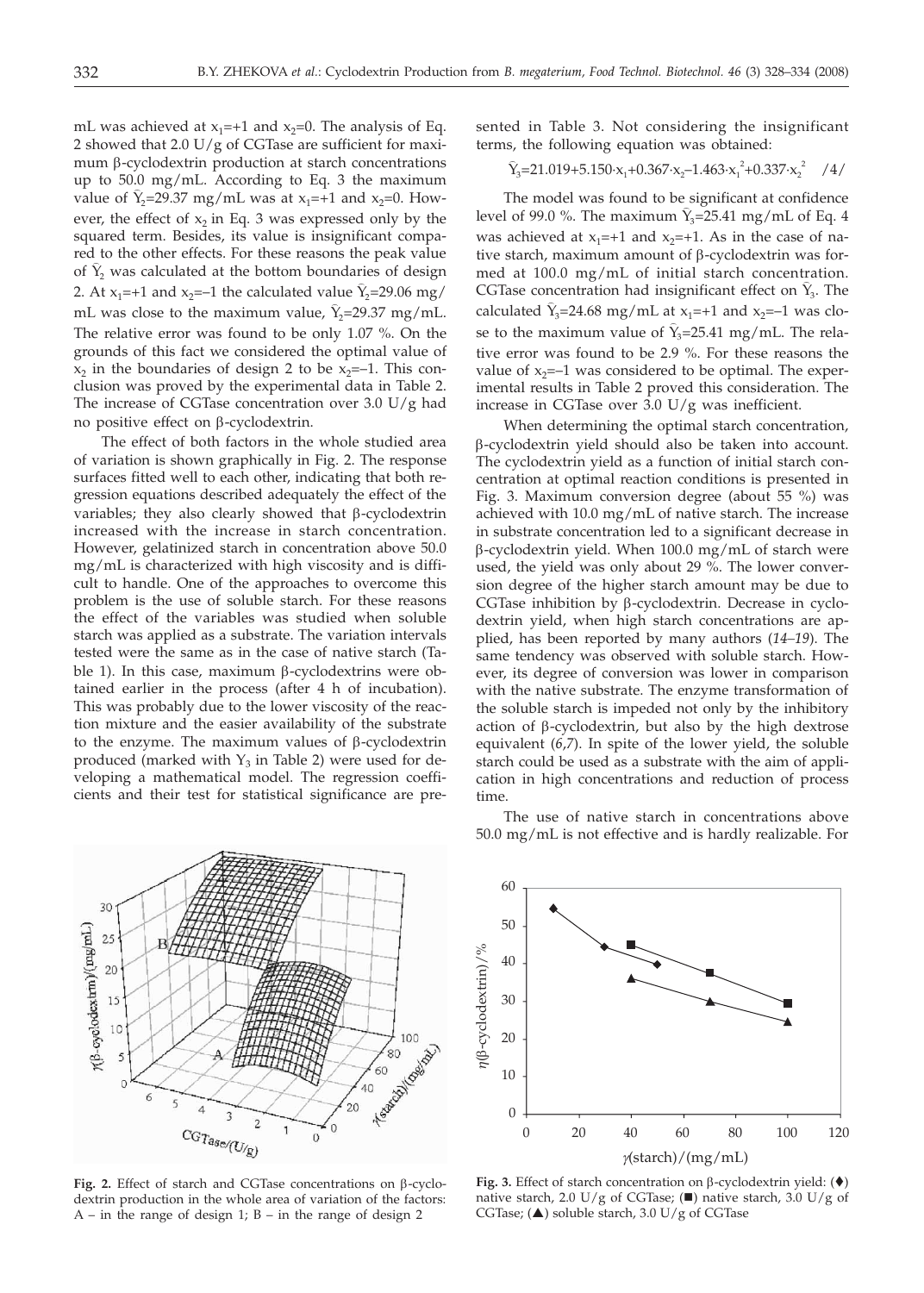mL was achieved at $x_1$=+1 and $x_2$=0. The analysis of Eq. 2 showed that 2.0 U/g of CGTase are sufficient for maximum β-cyclodextrin production at starch concentrations up to 50.0 mg/mL. According to Eq. 3 the maximum value of $\bar{Y}_2$=29.37 mg/mL was at $x_1$=+1 and $x_2$=0. However, the effect of $x_2$ in Eq. 3 was expressed only by the squared term. Besides, its value is insignificant compared to the other effects. For these reasons the peak value of $\bar{Y}_2$ was calculated at the bottom boundaries of design 2. At $x_1$=+1 and $x_2$=–1 the calculated value $\bar{Y}_2$=29.06 mg/mL was close to the maximum value, $\bar{Y}_2$=29.37 mg/mL. The relative error was found to be only 1.07 %. On the grounds of this fact we considered the optimal value of $x_2$ in the boundaries of design 2 to be $x_2$=–1. This conclusion was proved by the experimental data in Table 2. The increase of CGTase concentration over 3.0 U/g had no positive effect on β-cyclodextrin.

The effect of both factors in the whole studied area of variation is shown graphically in Fig. 2. The response surfaces fitted well to each other, indicating that both regression equations described adequately the effect of the variables; they also clearly showed that β-cyclodextrin increased with the increase in starch concentration. However, gelatinized starch in concentration above 50.0 mg/mL is characterized with high viscosity and is difficult to handle. One of the approaches to overcome this problem is the use of soluble starch. For these reasons the effect of the variables was studied when soluble starch was applied as a substrate. The variation intervals tested were the same as in the case of native starch (Table 1). In this case, maximum β-cyclodextrins were obtained earlier in the process (after 4 h of incubation). This was probably due to the lower viscosity of the reaction mixture and the easier availability of the substrate to the enzyme. The maximum values of β-cyclodextrin produced (marked with $Y_3$ in Table 2) were used for developing a mathematical model. The regression coefficients and their test for statistical significance are presented in Table 3. Not considering the insignificant terms, the following equation was obtained:

$$\bar{Y}_3=21.019+5.150\cdot x_1+0.367\cdot x_2-1.463\cdot x_1^2+0.337\cdot x_2^2 \quad /4/$$

The model was found to be significant at confidence level of 99.0 %. The maximum $\bar{Y}_3$=25.41 mg/mL of Eq. 4 was achieved at $x_1$=+1 and $x_2$=+1. As in the case of native starch, maximum amount of β-cyclodextrin was formed at 100.0 mg/mL of initial starch concentration. CGTase concentration had insignificant effect on $\bar{Y}_3$. The calculated $\bar{Y}_3$=24.68 mg/mL at $x_1$=+1 and $x_2$=–1 was close to the maximum value of $\bar{Y}_3$=25.41 mg/mL. The relative error was found to be 2.9 %. For these reasons the value of $x_2$=–1 was considered to be optimal. The experimental results in Table 2 proved this consideration. The increase in CGTase over 3.0 U/g was inefficient.

When determining the optimal starch concentration, β-cyclodextrin yield should also be taken into account. The cyclodextrin yield as a function of initial starch concentration at optimal reaction conditions is presented in Fig. 3. Maximum conversion degree (about 55 %) was achieved with 10.0 mg/mL of native starch. The increase in substrate concentration led to a significant decrease in β-cyclodextrin yield. When 100.0 mg/mL of starch were used, the yield was only about 29 %. The lower conversion degree of the higher starch amount may be due to CGTase inhibition by β-cyclodextrin. Decrease in cyclodextrin yield, when high starch concentrations are applied, has been reported by many authors (*14–19*). The same tendency was observed with soluble starch. However, its degree of conversion was lower in comparison with the native substrate. The enzyme transformation of the soluble starch is impeded not only by the inhibitory action of β-cyclodextrin, but also by the high dextrose equivalent (*6,7*). In spite of the lower yield, the soluble starch could be used as a substrate with the aim of application in high concentrations and reduction of process time.

The use of native starch in concentrations above 50.0 mg/mL is not effective and is hardly realizable. For

**Fig. 2.** Effect of starch and CGTase concentrations on β-cyclodextrin production in the whole area of variation of the factors: A – in the range of design 1; B – in the range of design 2

**Fig. 3.** Effect of starch concentration on β-cyclodextrin yield: (♦) native starch, 2.0 U/g of CGTase; (■) native starch, 3.0 U/g of CGTase; (▲) soluble starch, 3.0 U/g of CGTase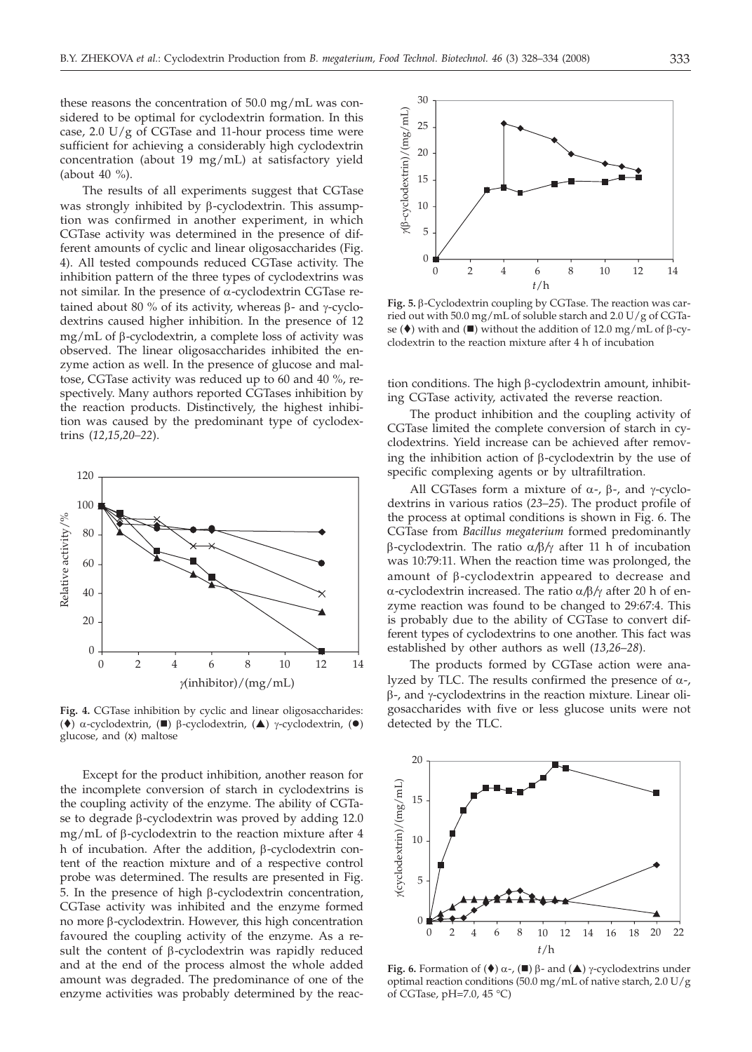these reasons the concentration of 50.0 mg/mL was considered to be optimal for cyclodextrin formation. In this case, 2.0 U/g of CGTase and 11-hour process time were sufficient for achieving a considerably high cyclodextrin concentration (about 19 mg/mL) at satisfactory yield (about 40 %).

The results of all experiments suggest that CGTase was strongly inhibited by β-cyclodextrin. This assumption was confirmed in another experiment, in which CGTase activity was determined in the presence of different amounts of cyclic and linear oligosaccharides (Fig. 4). All tested compounds reduced CGTase activity. The inhibition pattern of the three types of cyclodextrins was not similar. In the presence of α-cyclodextrin CGTase retained about 80 % of its activity, whereas β- and γ-cyclodextrins caused higher inhibition. In the presence of 12 mg/mL of β-cyclodextrin, a complete loss of activity was observed. The linear oligosaccharides inhibited the enzyme action as well. In the presence of glucose and maltose, CGTase activity was reduced up to 60 and 40 %, respectively. Many authors reported CGTases inhibition by the reaction products. Distinctively, the highest inhibition was caused by the predominant type of cyclodextrins (*12,15,20–22*).

**Fig. 4.** CGTase inhibition by cyclic and linear oligosaccharides: (♦) α-cyclodextrin, (■) β-cyclodextrin, (▲) γ-cyclodextrin, (●) glucose, and (x) maltose

Except for the product inhibition, another reason for the incomplete conversion of starch in cyclodextrins is the coupling activity of the enzyme. The ability of CGTase to degrade β-cyclodextrin was proved by adding 12.0 mg/mL of β-cyclodextrin to the reaction mixture after 4 h of incubation. After the addition, β-cyclodextrin content of the reaction mixture and of a respective control probe was determined. The results are presented in Fig. 5. In the presence of high β-cyclodextrin concentration, CGTase activity was inhibited and the enzyme formed no more β-cyclodextrin. However, this high concentration favoured the coupling activity of the enzyme. As a result the content of β-cyclodextrin was rapidly reduced and at the end of the process almost the whole added amount was degraded. The predominance of one of the enzyme activities was probably determined by the reaction conditions. The high β-cyclodextrin amount, inhibiting CGTase activity, activated the reverse reaction.

**Fig. 5.** β-Cyclodextrin coupling by CGTase. The reaction was carried out with 50.0 mg/mL of soluble starch and 2.0 U/g of CGTase (♦) with and (■) without the addition of 12.0 mg/mL of β-cyclodextrin to the reaction mixture after 4 h of incubation

The product inhibition and the coupling activity of CGTase limited the complete conversion of starch in cyclodextrins. Yield increase can be achieved after removing the inhibition action of β-cyclodextrin by the use of specific complexing agents or by ultrafiltration.

All CGTases form a mixture of α-, β-, and γ-cyclodextrins in various ratios (*23–25*). The product profile of the process at optimal conditions is shown in Fig. 6. The CGTase from *Bacillus megaterium* formed predominantly β-cyclodextrin. The ratio α/β/γ after 11 h of incubation was 10:79:11. When the reaction time was prolonged, the amount of β-cyclodextrin appeared to decrease and α-cyclodextrin increased. The ratio α/β/γ after 20 h of enzyme reaction was found to be changed to 29:67:4. This is probably due to the ability of CGTase to convert different types of cyclodextrins to one another. This fact was established by other authors as well (*13,26–28*).

The products formed by CGTase action were analyzed by TLC. The results confirmed the presence of α-, β-, and γ-cyclodextrins in the reaction mixture. Linear oligosaccharides with five or less glucose units were not detected by the TLC.

**Fig. 6.** Formation of (♦) α-, (■) β- and (▲) γ-cyclodextrins under optimal reaction conditions (50.0 mg/mL of native starch, 2.0 U/g of CGTase, pH=7.0, 45 °C)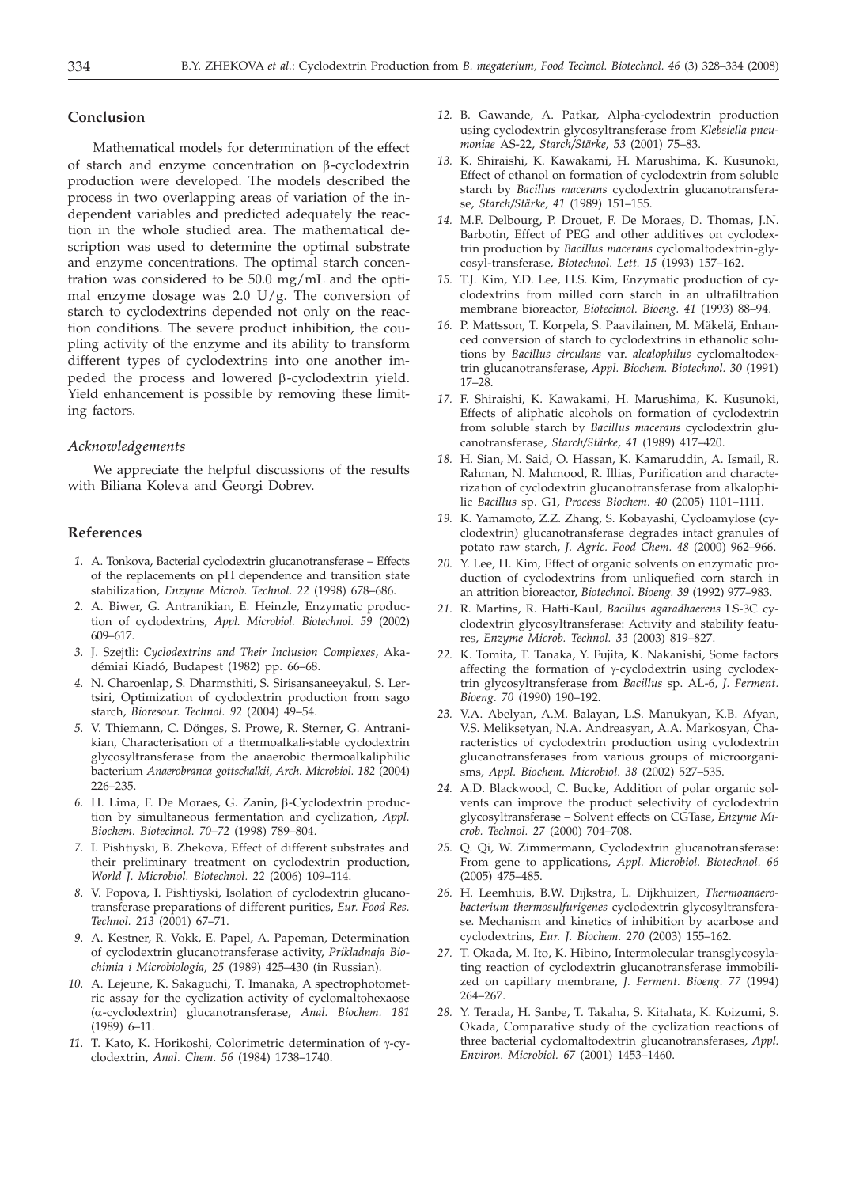## Conclusion

Mathematical models for determination of the effect of starch and enzyme concentration on β-cyclodextrin production were developed. The models described the process in two overlapping areas of variation of the independent variables and predicted adequately the reaction in the whole studied area. The mathematical description was used to determine the optimal substrate and enzyme concentrations. The optimal starch concentration was considered to be 50.0 mg/mL and the optimal enzyme dosage was 2.0 U/g. The conversion of starch to cyclodextrins depended not only on the reaction conditions. The severe product inhibition, the coupling activity of the enzyme and its ability to transform different types of cyclodextrins into one another impeded the process and lowered β-cyclodextrin yield. Yield enhancement is possible by removing these limiting factors.

### *Acknowledgements*

We appreciate the helpful discussions of the results with Biliana Koleva and Georgi Dobrev.

## References

1. A. Tonkova, Bacterial cyclodextrin glucanotransferase – Effects of the replacements on pH dependence and transition state stabilization, *Enzyme Microb. Technol. 22* (1998) 678–686.
2. A. Biwer, G. Antranikian, E. Heinzle, Enzymatic production of cyclodextrins, *Appl. Microbiol. Biotechnol. 59* (2002) 609–617.
3. J. Szejtli: *Cyclodextrins and Their Inclusion Complexes*, Akadémiai Kiadó, Budapest (1982) pp. 66–68.
4. N. Charoenlap, S. Dharmsthiti, S. Sirisansaneeyakul, S. Lertsiri, Optimization of cyclodextrin production from sago starch, *Bioresour. Technol. 92* (2004) 49–54.
5. V. Thiemann, C. Dönges, S. Prowe, R. Sterner, G. Antranikian, Characterisation of a thermoalkali-stable cyclodextrin glycosyltransferase from the anaerobic thermoalkaliphilic bacterium *Anaerobranca gottschalkii*, *Arch. Microbiol. 182* (2004) 226–235.
6. H. Lima, F. De Moraes, G. Zanin, β-Cyclodextrin production by simultaneous fermentation and cyclization, *Appl. Biochem. Biotechnol. 70–72* (1998) 789–804.
7. I. Pishtiyski, B. Zhekova, Effect of different substrates and their preliminary treatment on cyclodextrin production, *World J. Microbiol. Biotechnol. 22* (2006) 109–114.
8. V. Popova, I. Pishtiyski, Isolation of cyclodextrin glucanotransferase preparations of different purities, *Eur. Food Res. Technol. 213* (2001) 67–71.
9. A. Kestner, R. Vokk, E. Papel, A. Papeman, Determination of cyclodextrin glucanotransferase activity, *Prikladnaja Biochimia i Microbiologia, 25* (1989) 425–430 (in Russian).
10. A. Lejeune, K. Sakaguchi, T. Imanaka, A spectrophotometric assay for the cyclization activity of cyclomaltohexaose (α-cyclodextrin) glucanotransferase, *Anal. Biochem. 181* (1989) 6–11.
11. T. Kato, K. Horikoshi, Colorimetric determination of γ-cyclodextrin, *Anal. Chem. 56* (1984) 1738–1740.
12. B. Gawande, A. Patkar, Alpha-cyclodextrin production using cyclodextrin glycosyltransferase from *Klebsiella pneumoniae* AS-22, *Starch/Stärke, 53* (2001) 75–83.
13. K. Shiraishi, K. Kawakami, H. Marushima, K. Kusunoki, Effect of ethanol on formation of cyclodextrin from soluble starch by *Bacillus macerans* cyclodextrin glucanotransferase, *Starch/Stärke, 41* (1989) 151–155.
14. M.F. Delbourg, P. Drouet, F. De Moraes, D. Thomas, J.N. Barbotin, Effect of PEG and other additives on cyclodextrin production by *Bacillus macerans* cyclomaltodextrin-glycosyl-transferase, *Biotechnol. Lett. 15* (1993) 157–162.
15. T.J. Kim, Y.D. Lee, H.S. Kim, Enzymatic production of cyclodextrins from milled corn starch in an ultrafiltration membrane bioreactor, *Biotechnol. Bioeng. 41* (1993) 88–94.
16. P. Mattsson, T. Korpela, S. Paavilainen, M. Mäkelä, Enhanced conversion of starch to cyclodextrins in ethanolic solutions by *Bacillus circulans* var. *alcalophilus* cyclomaltodextrin glucanotransferase, *Appl. Biochem. Biotechnol. 30* (1991) 17–28.
17. F. Shiraishi, K. Kawakami, H. Marushima, K. Kusunoki, Effects of aliphatic alcohols on formation of cyclodextrin from soluble starch by *Bacillus macerans* cyclodextrin glucanotransferase, *Starch/Stärke*, *41* (1989) 417–420.
18. H. Sian, M. Said, O. Hassan, K. Kamaruddin, A. Ismail, R. Rahman, N. Mahmood, R. Illias, Purification and characterization of cyclodextrin glucanotransferase from alkalophilic *Bacillus* sp. G1, *Process Biochem. 40* (2005) 1101–1111.
19. K. Yamamoto, Z.Z. Zhang, S. Kobayashi, Cycloamylose (cyclodextrin) glucanotransferase degrades intact granules of potato raw starch, *J. Agric. Food Chem. 48* (2000) 962–966.
20. Y. Lee, H. Kim, Effect of organic solvents on enzymatic production of cyclodextrins from unliquefied corn starch in an attrition bioreactor, *Biotechnol. Bioeng. 39* (1992) 977–983.
21. R. Martins, R. Hatti-Kaul, *Bacillus agaradhaerens* LS-3C cyclodextrin glycosyltransferase: Activity and stability features, *Enzyme Microb. Technol. 33* (2003) 819–827.
22. K. Tomita, T. Tanaka, Y. Fujita, K. Nakanishi, Some factors affecting the formation of γ-cyclodextrin using cyclodextrin glycosyltransferase from *Bacillus* sp. AL-6, *J. Ferment. Bioeng. 70* (1990) 190–192.
23. V.A. Abelyan, A.M. Balayan, L.S. Manukyan, K.B. Afyan, V.S. Meliksetyan, N.A. Andreasyan, A.A. Markosyan, Characteristics of cyclodextrin production using cyclodextrin glucanotransferases from various groups of microorganisms, *Appl. Biochem. Microbiol. 38* (2002) 527–535.
24. A.D. Blackwood, C. Bucke, Addition of polar organic solvents can improve the product selectivity of cyclodextrin glycosyltransferase – Solvent effects on CGTase, *Enzyme Microb. Technol. 27* (2000) 704–708.
25. Q. Qi, W. Zimmermann, Cyclodextrin glucanotransferase: From gene to applications, *Appl. Microbiol. Biotechnol. 66* (2005) 475–485.
26. H. Leemhuis, B.W. Dijkstra, L. Dijkhuizen, *Thermoanaerobacterium thermosulfurigenes* cyclodextrin glycosyltransferase. Mechanism and kinetics of inhibition by acarbose and cyclodextrins, *Eur. J. Biochem. 270* (2003) 155–162.
27. T. Okada, M. Ito, K. Hibino, Intermolecular transglycosylating reaction of cyclodextrin glucanotransferase immobilized on capillary membrane, *J. Ferment. Bioeng. 77* (1994) 264–267.
28. Y. Terada, H. Sanbe, T. Takaha, S. Kitahata, K. Koizumi, S. Okada, Comparative study of the cyclization reactions of three bacterial cyclomaltodextrin glucanotransferases, *Appl. Environ. Microbiol. 67* (2001) 1453–1460.